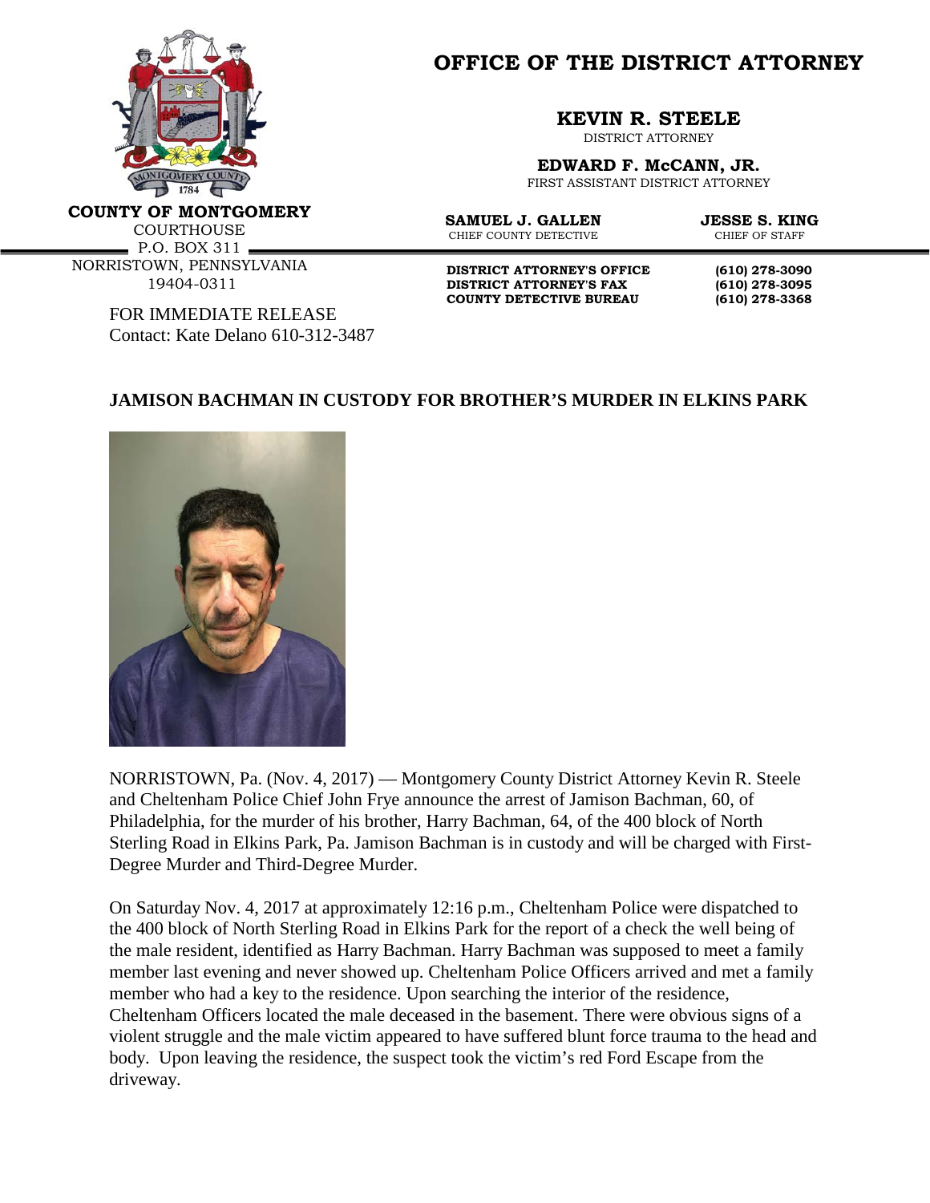# OFFICE OF THE DISTRICT ATTORNEY

**COUNTY OF MONTGOMERY**
COURTHOUSE
P.O. BOX 311
NORRISTOWN, PENNSYLVANIA
19404-0311

**KEVIN R. STEELE**
DISTRICT ATTORNEY

**EDWARD F. McCANN, JR.**
FIRST ASSISTANT DISTRICT ATTORNEY

**SAMUEL J. GALLEN**
CHIEF COUNTY DETECTIVE

**JESSE S. KING**
CHIEF OF STAFF

**DISTRICT ATTORNEY'S OFFICE** (610) 278-3090
**DISTRICT ATTORNEY'S FAX** (610) 278-3095
**COUNTY DETECTIVE BUREAU** (610) 278-3368

FOR IMMEDIATE RELEASE
Contact: Kate Delano 610-312-3487

## JAMISON BACHMAN IN CUSTODY FOR BROTHER'S MURDER IN ELKINS PARK

NORRISTOWN, Pa. (Nov. 4, 2017) — Montgomery County District Attorney Kevin R. Steele and Cheltenham Police Chief John Frye announce the arrest of Jamison Bachman, 60, of Philadelphia, for the murder of his brother, Harry Bachman, 64, of the 400 block of North Sterling Road in Elkins Park, Pa. Jamison Bachman is in custody and will be charged with First-Degree Murder and Third-Degree Murder.

On Saturday Nov. 4, 2017 at approximately 12:16 p.m., Cheltenham Police were dispatched to the 400 block of North Sterling Road in Elkins Park for the report of a check the well being of the male resident, identified as Harry Bachman. Harry Bachman was supposed to meet a family member last evening and never showed up. Cheltenham Police Officers arrived and met a family member who had a key to the residence. Upon searching the interior of the residence, Cheltenham Officers located the male deceased in the basement. There were obvious signs of a violent struggle and the male victim appeared to have suffered blunt force trauma to the head and body. Upon leaving the residence, the suspect took the victim's red Ford Escape from the driveway.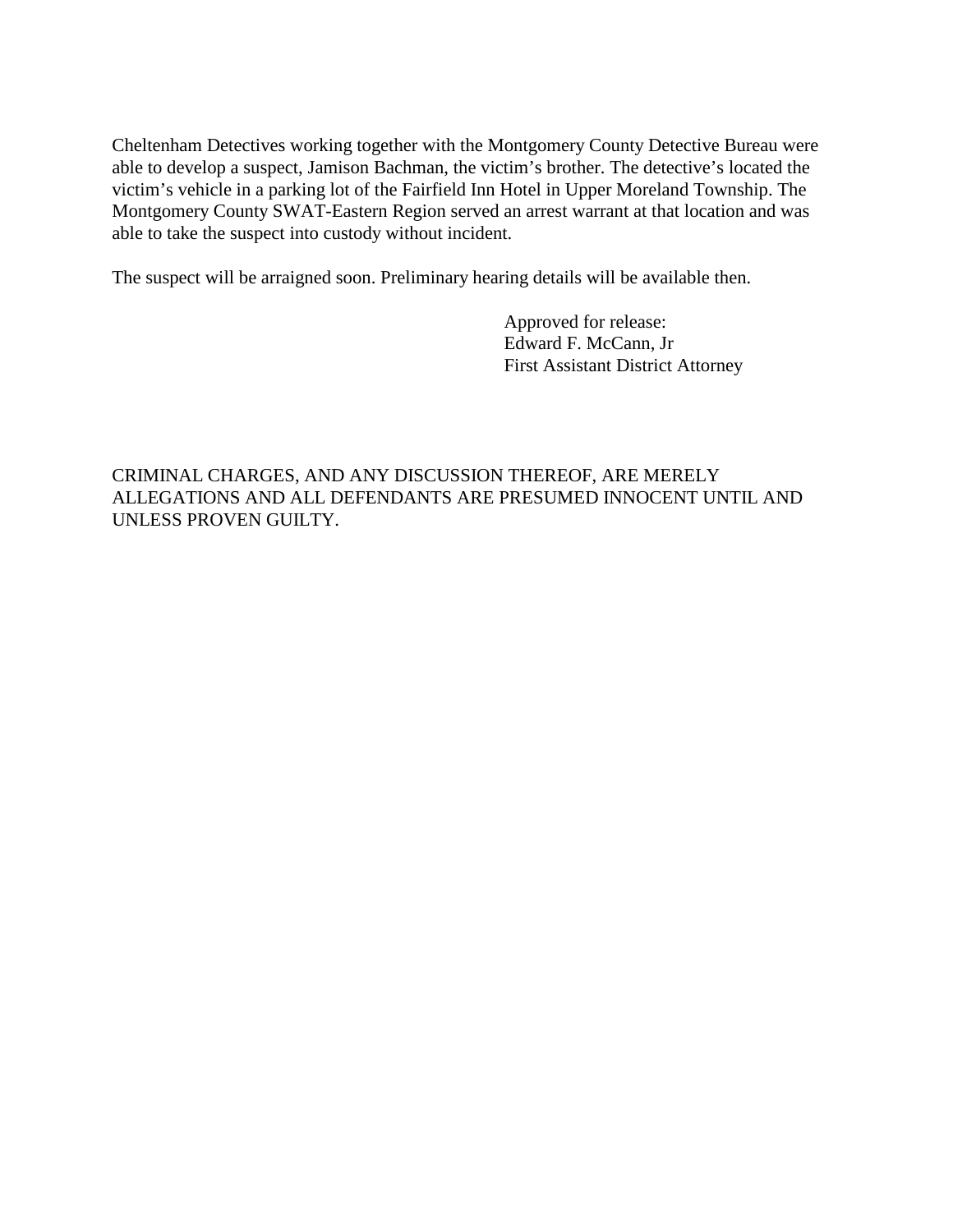Cheltenham Detectives working together with the Montgomery County Detective Bureau were able to develop a suspect, Jamison Bachman, the victim's brother. The detective's located the victim's vehicle in a parking lot of the Fairfield Inn Hotel in Upper Moreland Township. The Montgomery County SWAT-Eastern Region served an arrest warrant at that location and was able to take the suspect into custody without incident.

The suspect will be arraigned soon. Preliminary hearing details will be available then.

Approved for release:
Edward F. McCann, Jr
First Assistant District Attorney

CRIMINAL CHARGES, AND ANY DISCUSSION THEREOF, ARE MERELY ALLEGATIONS AND ALL DEFENDANTS ARE PRESUMED INNOCENT UNTIL AND UNLESS PROVEN GUILTY.